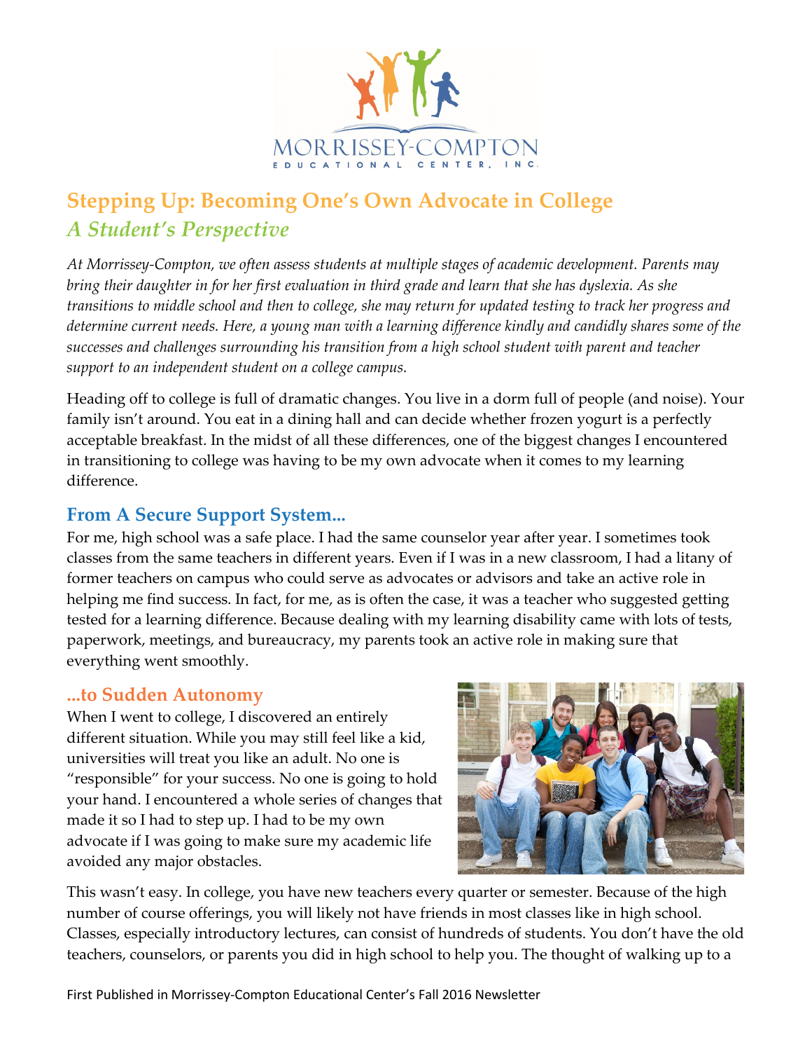# Stepping Up: Becoming One's Own Advocate in College

## *A Student's Perspective*

*At Morrissey-Compton, we often assess students at multiple stages of academic development. Parents may bring their daughter in for her first evaluation in third grade and learn that she has dyslexia. As she transitions to middle school and then to college, she may return for updated testing to track her progress and determine current needs. Here, a young man with a learning difference kindly and candidly shares some of the successes and challenges surrounding his transition from a high school student with parent and teacher support to an independent student on a college campus.*

Heading off to college is full of dramatic changes. You live in a dorm full of people (and noise). Your family isn't around. You eat in a dining hall and can decide whether frozen yogurt is a perfectly acceptable breakfast. In the midst of all these differences, one of the biggest changes I encountered in transitioning to college was having to be my own advocate when it comes to my learning difference.

### From A Secure Support System...

For me, high school was a safe place. I had the same counselor year after year. I sometimes took classes from the same teachers in different years. Even if I was in a new classroom, I had a litany of former teachers on campus who could serve as advocates or advisors and take an active role in helping me find success. In fact, for me, as is often the case, it was a teacher who suggested getting tested for a learning difference. Because dealing with my learning disability came with lots of tests, paperwork, meetings, and bureaucracy, my parents took an active role in making sure that everything went smoothly.

### ...to Sudden Autonomy

When I went to college, I discovered an entirely different situation. While you may still feel like a kid, universities will treat you like an adult. No one is "responsible" for your success. No one is going to hold your hand. I encountered a whole series of changes that made it so I had to step up. I had to be my own advocate if I was going to make sure my academic life avoided any major obstacles.

This wasn't easy. In college, you have new teachers every quarter or semester. Because of the high number of course offerings, you will likely not have friends in most classes like in high school. Classes, especially introductory lectures, can consist of hundreds of students. You don't have the old teachers, counselors, or parents you did in high school to help you. The thought of walking up to a

First Published in Morrissey-Compton Educational Center's Fall 2016 Newsletter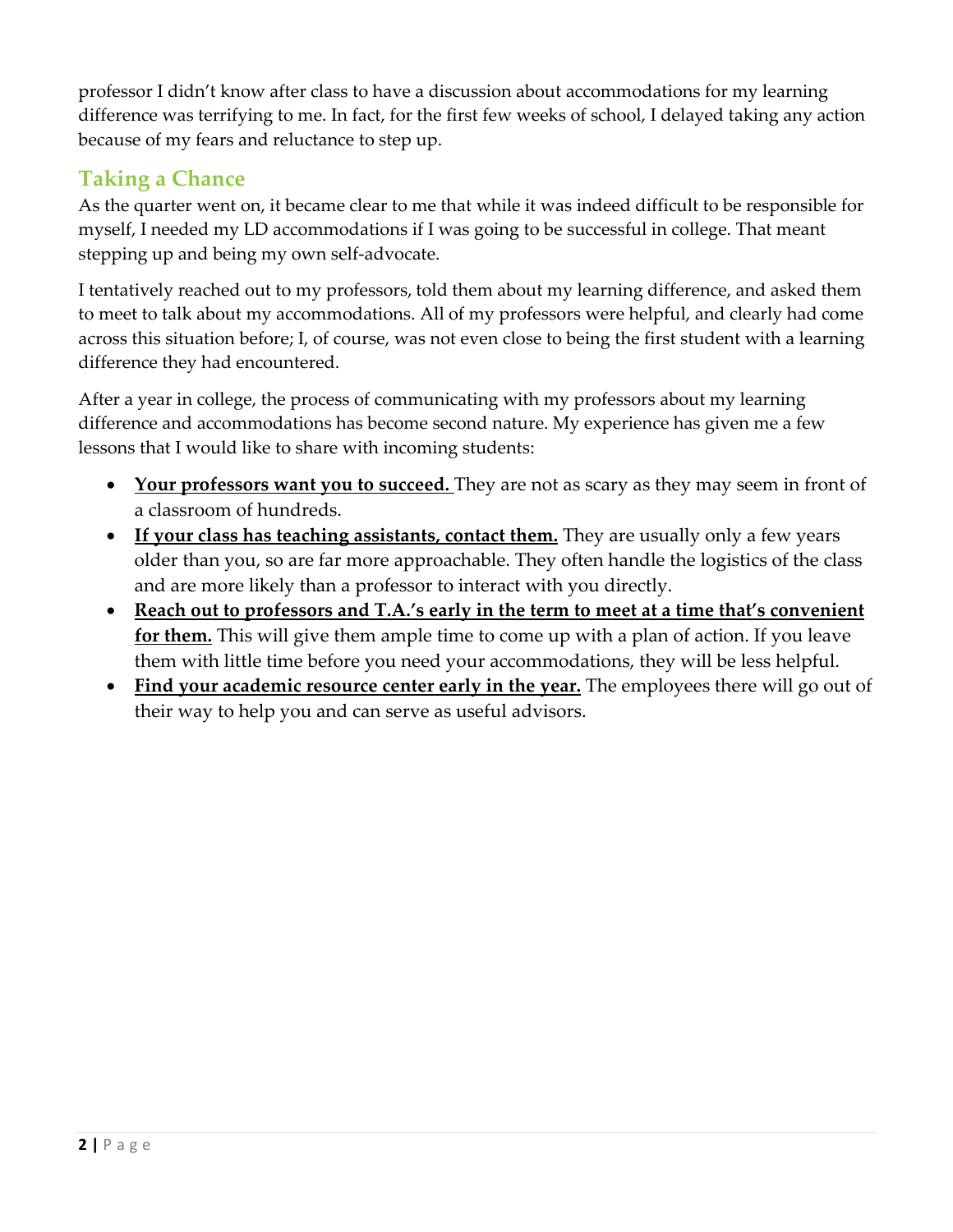professor I didn't know after class to have a discussion about accommodations for my learning difference was terrifying to me. In fact, for the first few weeks of school, I delayed taking any action because of my fears and reluctance to step up.

## Taking a Chance

As the quarter went on, it became clear to me that while it was indeed difficult to be responsible for myself, I needed my LD accommodations if I was going to be successful in college. That meant stepping up and being my own self-advocate.

I tentatively reached out to my professors, told them about my learning difference, and asked them to meet to talk about my accommodations. All of my professors were helpful, and clearly had come across this situation before; I, of course, was not even close to being the first student with a learning difference they had encountered.

After a year in college, the process of communicating with my professors about my learning difference and accommodations has become second nature. My experience has given me a few lessons that I would like to share with incoming students:

- **Your professors want you to succeed.** They are not as scary as they may seem in front of a classroom of hundreds.
- **If your class has teaching assistants, contact them.** They are usually only a few years older than you, so are far more approachable. They often handle the logistics of the class and are more likely than a professor to interact with you directly.
- **Reach out to professors and T.A.'s early in the term to meet at a time that's convenient for them.** This will give them ample time to come up with a plan of action. If you leave them with little time before you need your accommodations, they will be less helpful.
- **Find your academic resource center early in the year.** The employees there will go out of their way to help you and can serve as useful advisors.